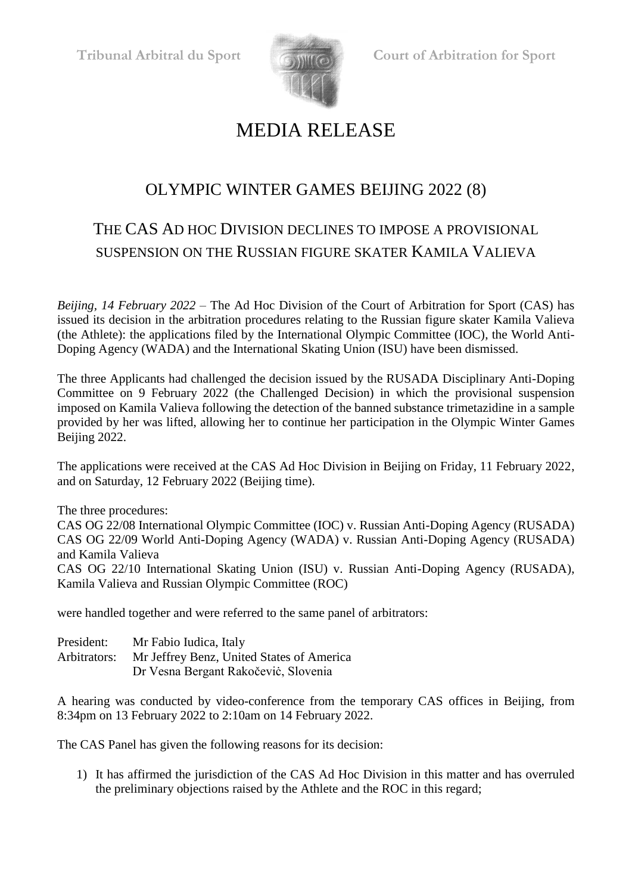Tribunal Arbitral du Sport　　　　Court of Arbitration for Sport

# MEDIA RELEASE

## OLYMPIC WINTER GAMES BEIJING 2022 (8)

## THE CAS AD HOC DIVISION DECLINES TO IMPOSE A PROVISIONAL SUSPENSION ON THE RUSSIAN FIGURE SKATER KAMILA VALIEVA

*Beijing, 14 February 2022* – The Ad Hoc Division of the Court of Arbitration for Sport (CAS) has issued its decision in the arbitration procedures relating to the Russian figure skater Kamila Valieva (the Athlete): the applications filed by the International Olympic Committee (IOC), the World Anti-Doping Agency (WADA) and the International Skating Union (ISU) have been dismissed.

The three Applicants had challenged the decision issued by the RUSADA Disciplinary Anti-Doping Committee on 9 February 2022 (the Challenged Decision) in which the provisional suspension imposed on Kamila Valieva following the detection of the banned substance trimetazidine in a sample provided by her was lifted, allowing her to continue her participation in the Olympic Winter Games Beijing 2022.

The applications were received at the CAS Ad Hoc Division in Beijing on Friday, 11 February 2022, and on Saturday, 12 February 2022 (Beijing time).

The three procedures:
CAS OG 22/08 International Olympic Committee (IOC) v. Russian Anti-Doping Agency (RUSADA)
CAS OG 22/09 World Anti-Doping Agency (WADA) v. Russian Anti-Doping Agency (RUSADA) and Kamila Valieva
CAS OG 22/10 International Skating Union (ISU) v. Russian Anti-Doping Agency (RUSADA), Kamila Valieva and Russian Olympic Committee (ROC)

were handled together and were referred to the same panel of arbitrators:

President: Mr Fabio Iudica, Italy
Arbitrators: Mr Jeffrey Benz, United States of America
Dr Vesna Bergant Rakočevič, Slovenia

A hearing was conducted by video-conference from the temporary CAS offices in Beijing, from 8:34pm on 13 February 2022 to 2:10am on 14 February 2022.

The CAS Panel has given the following reasons for its decision:

1) It has affirmed the jurisdiction of the CAS Ad Hoc Division in this matter and has overruled the preliminary objections raised by the Athlete and the ROC in this regard;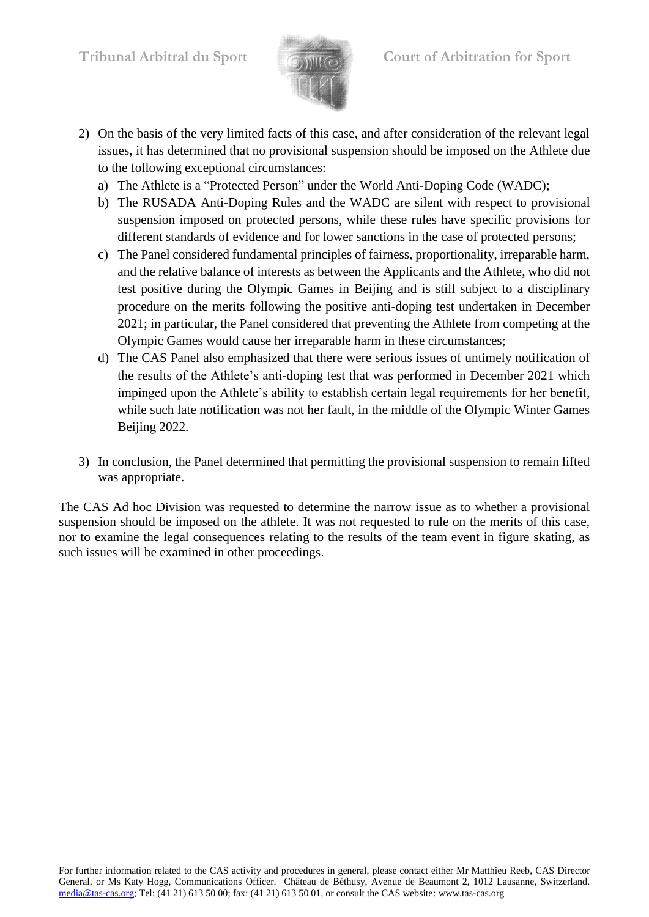2) On the basis of the very limited facts of this case, and after consideration of the relevant legal issues, it has determined that no provisional suspension should be imposed on the Athlete due to the following exceptional circumstances:
   a) The Athlete is a "Protected Person" under the World Anti-Doping Code (WADC);
   b) The RUSADA Anti-Doping Rules and the WADC are silent with respect to provisional suspension imposed on protected persons, while these rules have specific provisions for different standards of evidence and for lower sanctions in the case of protected persons;
   c) The Panel considered fundamental principles of fairness, proportionality, irreparable harm, and the relative balance of interests as between the Applicants and the Athlete, who did not test positive during the Olympic Games in Beijing and is still subject to a disciplinary procedure on the merits following the positive anti-doping test undertaken in December 2021; in particular, the Panel considered that preventing the Athlete from competing at the Olympic Games would cause her irreparable harm in these circumstances;
   d) The CAS Panel also emphasized that there were serious issues of untimely notification of the results of the Athlete's anti-doping test that was performed in December 2021 which impinged upon the Athlete's ability to establish certain legal requirements for her benefit, while such late notification was not her fault, in the middle of the Olympic Winter Games Beijing 2022.

3) In conclusion, the Panel determined that permitting the provisional suspension to remain lifted was appropriate.

The CAS Ad hoc Division was requested to determine the narrow issue as to whether a provisional suspension should be imposed on the athlete. It was not requested to rule on the merits of this case, nor to examine the legal consequences relating to the results of the team event in figure skating, as such issues will be examined in other proceedings.

For further information related to the CAS activity and procedures in general, please contact either Mr Matthieu Reeb, CAS Director General, or Ms Katy Hogg, Communications Officer. Château de Béthusy, Avenue de Beaumont 2, 1012 Lausanne, Switzerland. media@tas-cas.org; Tel: (41 21) 613 50 00; fax: (41 21) 613 50 01, or consult the CAS website: www.tas-cas.org